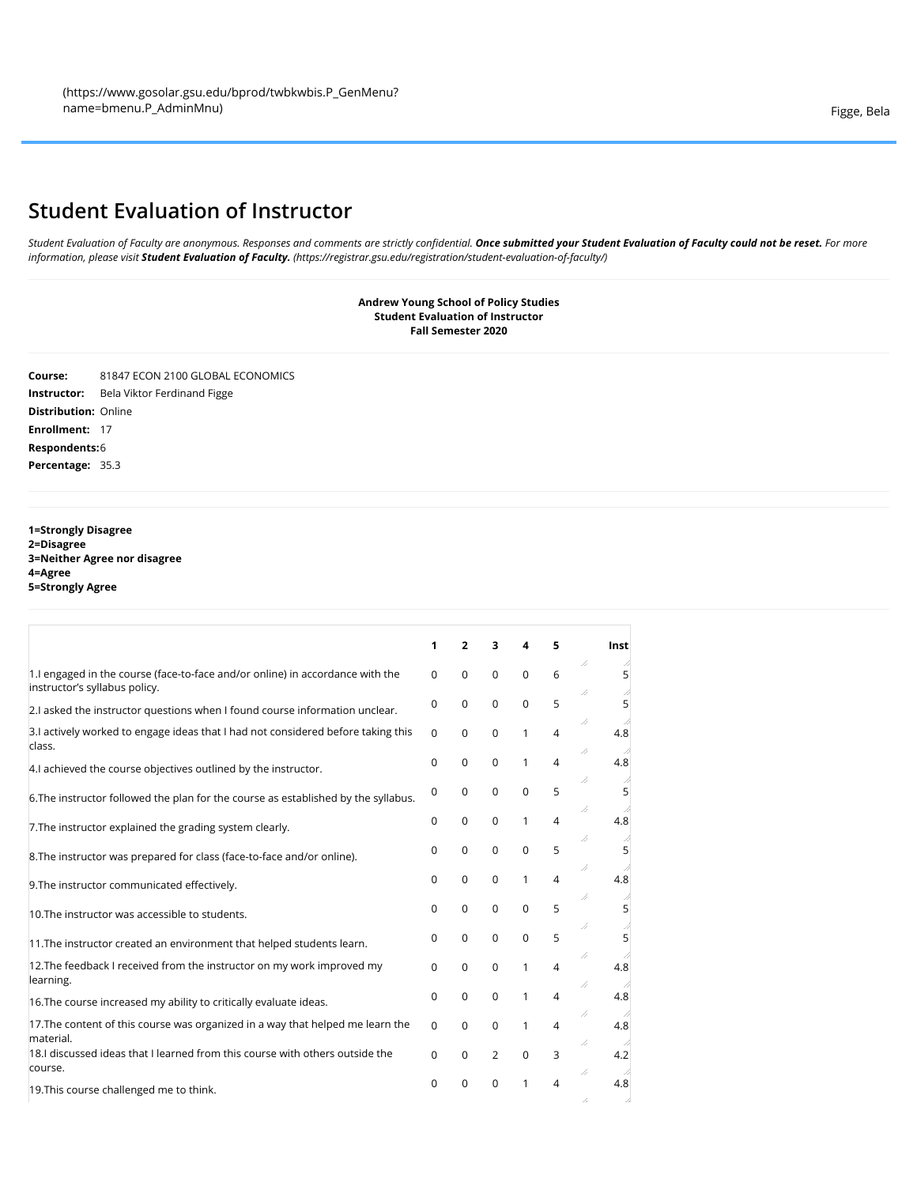(https://www.gosolar.gsu.edu/bprod/twbkwbis.P_GenMenu?name=bmenu.P_AdminMnu)

Figge, Bela

# Student Evaluation of Instructor

*Student Evaluation of Faculty are anonymous. Responses and comments are strictly confidential.* ***Once submitted your Student Evaluation of Faculty could not be reset.*** *For more information, please visit* ***Student Evaluation of Faculty.*** *(https://registrar.gsu.edu/registration/student-evaluation-of-faculty/)*

**Andrew Young School of Policy Studies**
**Student Evaluation of Instructor**
**Fall Semester 2020**

**Course:** 81847 ECON 2100 GLOBAL ECONOMICS
**Instructor:** Bela Viktor Ferdinand Figge
**Distribution:** Online
**Enrollment:** 17
**Respondents:** 6
**Percentage:** 35.3

**1=Strongly Disagree**
**2=Disagree**
**3=Neither Agree nor disagree**
**4=Agree**
**5=Strongly Agree**

| | 1 | 2 | 3 | 4 | 5 | Inst |
|---|---|---|---|---|---|---|
| 1.I engaged in the course (face-to-face and/or online) in accordance with the instructor's syllabus policy. | 0 | 0 | 0 | 0 | 6 | 5 |
| 2.I asked the instructor questions when I found course information unclear. | 0 | 0 | 0 | 0 | 5 | 5 |
| 3.I actively worked to engage ideas that I had not considered before taking this class. | 0 | 0 | 0 | 1 | 4 | 4.8 |
| 4.I achieved the course objectives outlined by the instructor. | 0 | 0 | 0 | 1 | 4 | 4.8 |
| 6.The instructor followed the plan for the course as established by the syllabus. | 0 | 0 | 0 | 0 | 5 | 5 |
| 7.The instructor explained the grading system clearly. | 0 | 0 | 0 | 1 | 4 | 4.8 |
| 8.The instructor was prepared for class (face-to-face and/or online). | 0 | 0 | 0 | 0 | 5 | 5 |
| 9.The instructor communicated effectively. | 0 | 0 | 0 | 1 | 4 | 4.8 |
| 10.The instructor was accessible to students. | 0 | 0 | 0 | 0 | 5 | 5 |
| 11.The instructor created an environment that helped students learn. | 0 | 0 | 0 | 0 | 5 | 5 |
| 12.The feedback I received from the instructor on my work improved my learning. | 0 | 0 | 0 | 1 | 4 | 4.8 |
| 16.The course increased my ability to critically evaluate ideas. | 0 | 0 | 0 | 1 | 4 | 4.8 |
| 17.The content of this course was organized in a way that helped me learn the material. | 0 | 0 | 0 | 1 | 4 | 4.8 |
| 18.I discussed ideas that I learned from this course with others outside the course. | 0 | 0 | 2 | 0 | 3 | 4.2 |
| 19.This course challenged me to think. | 0 | 0 | 0 | 1 | 4 | 4.8 |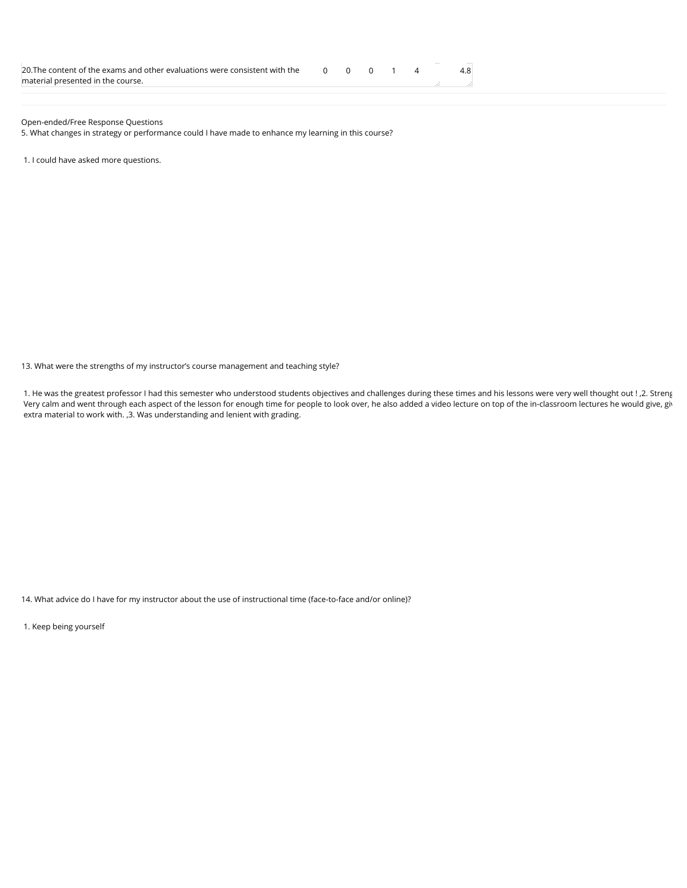| | | | | | | | |
|---|---|---|---|---|---|---|---|
| 20.The content of the exams and other evaluations were consistent with the material presented in the course. | 0 | 0 | 0 | 1 | 4 | | 4.8 |

Open-ended/Free Response Questions

5. What changes in strategy or performance could I have made to enhance my learning in this course?

1. I could have asked more questions.

13. What were the strengths of my instructor's course management and teaching style?

1. He was the greatest professor I had this semester who understood students objectives and challenges during these times and his lessons were very well thought out ! ,2. Streng Very calm and went through each aspect of the lesson for enough time for people to look over, he also added a video lecture on top of the in-classroom lectures he would give, gi extra material to work with. ,3. Was understanding and lenient with grading.

14. What advice do I have for my instructor about the use of instructional time (face-to-face and/or online)?

1. Keep being yourself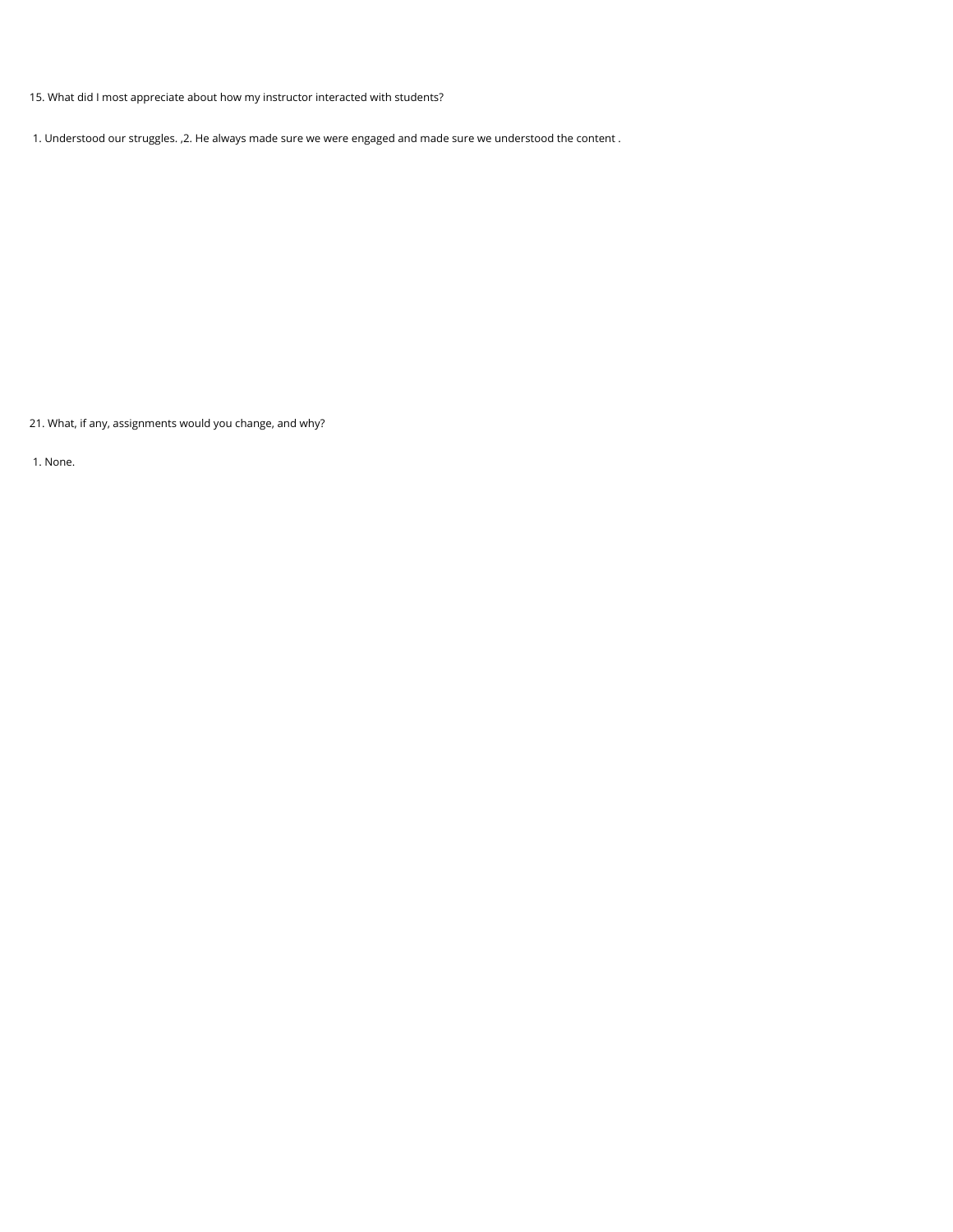15. What did I most appreciate about how my instructor interacted with students?

1. Understood our struggles. ,2. He always made sure we were engaged and made sure we understood the content .

21. What, if any, assignments would you change, and why?

1. None.